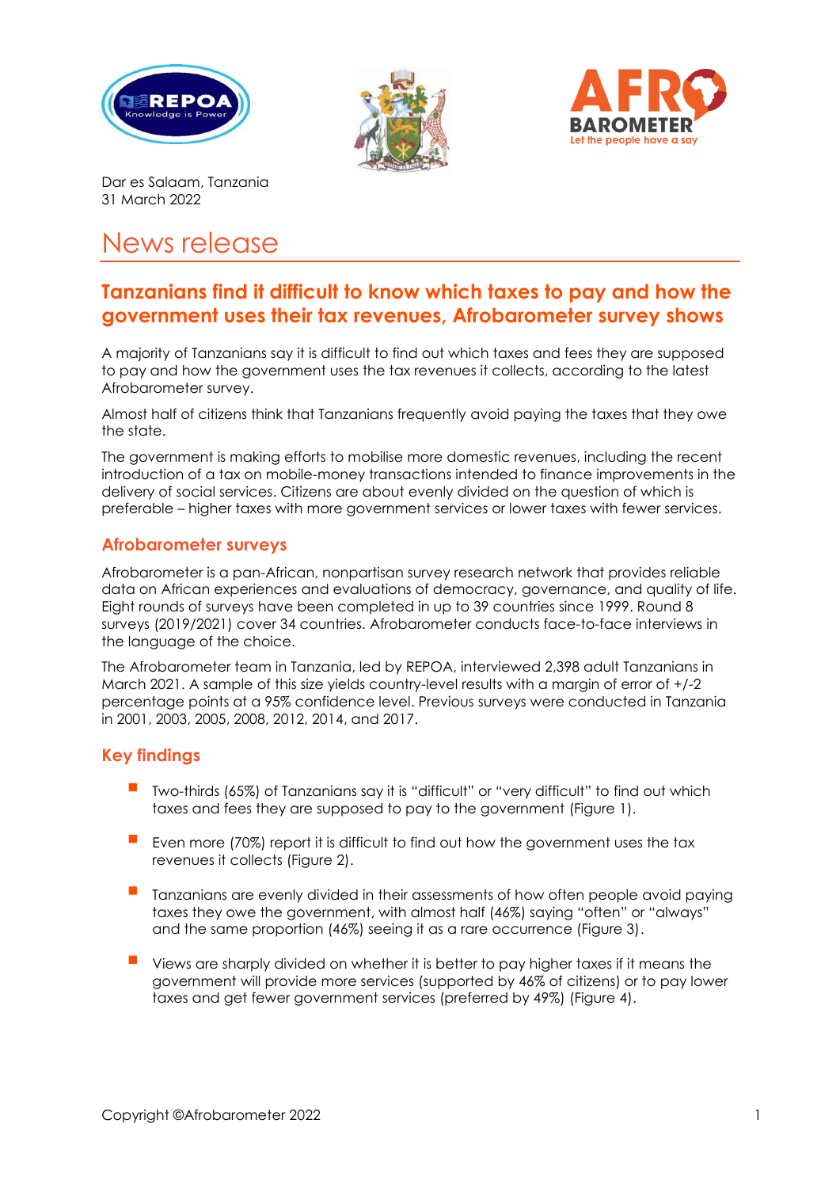Dar es Salaam, Tanzania
31 March 2022

# News release

## Tanzanians find it difficult to know which taxes to pay and how the government uses their tax revenues, Afrobarometer survey shows

A majority of Tanzanians say it is difficult to find out which taxes and fees they are supposed to pay and how the government uses the tax revenues it collects, according to the latest Afrobarometer survey.

Almost half of citizens think that Tanzanians frequently avoid paying the taxes that they owe the state.

The government is making efforts to mobilise more domestic revenues, including the recent introduction of a tax on mobile-money transactions intended to finance improvements in the delivery of social services. Citizens are about evenly divided on the question of which is preferable – higher taxes with more government services or lower taxes with fewer services.

### Afrobarometer surveys

Afrobarometer is a pan-African, nonpartisan survey research network that provides reliable data on African experiences and evaluations of democracy, governance, and quality of life. Eight rounds of surveys have been completed in up to 39 countries since 1999. Round 8 surveys (2019/2021) cover 34 countries. Afrobarometer conducts face-to-face interviews in the language of the choice.

The Afrobarometer team in Tanzania, led by REPOA, interviewed 2,398 adult Tanzanians in March 2021. A sample of this size yields country-level results with a margin of error of +/-2 percentage points at a 95% confidence level. Previous surveys were conducted in Tanzania in 2001, 2003, 2005, 2008, 2012, 2014, and 2017.

### Key findings

- Two-thirds (65%) of Tanzanians say it is "difficult" or "very difficult" to find out which taxes and fees they are supposed to pay to the government (Figure 1).
- Even more (70%) report it is difficult to find out how the government uses the tax revenues it collects (Figure 2).
- Tanzanians are evenly divided in their assessments of how often people avoid paying taxes they owe the government, with almost half (46%) saying "often" or "always" and the same proportion (46%) seeing it as a rare occurrence (Figure 3).
- Views are sharply divided on whether it is better to pay higher taxes if it means the government will provide more services (supported by 46% of citizens) or to pay lower taxes and get fewer government services (preferred by 49%) (Figure 4).

Copyright ©Afrobarometer 2022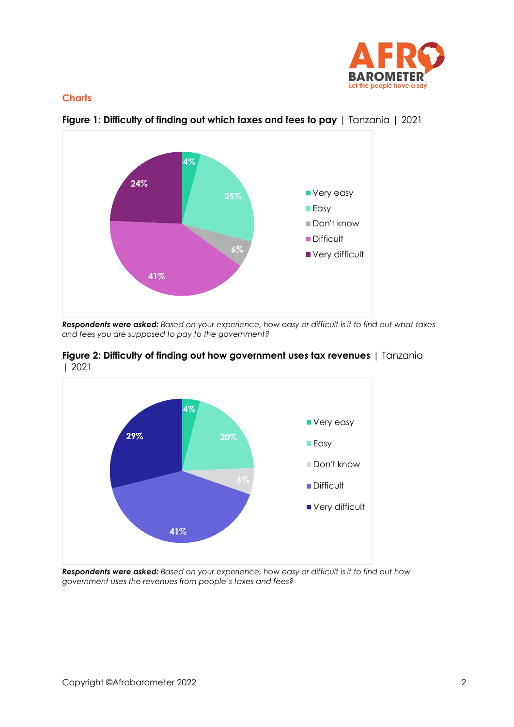## Charts

**Figure 1: Difficulty of finding out which taxes and fees to pay** | Tanzania | 2021

| Response | % |
|---|---|
| Very easy | 4% |
| Easy | 25% |
| Don't know | 6% |
| Difficult | 41% |
| Very difficult | 24% |

***Respondents were asked:*** *Based on your experience, how easy or difficult is it to find out what taxes and fees you are supposed to pay to the government?*

**Figure 2: Difficulty of finding out how government uses tax revenues** | Tanzania | 2021

| Response | % |
|---|---|
| Very easy | 4% |
| Easy | 20% |
| Don't know | 6% |
| Difficult | 41% |
| Very difficult | 29% |

***Respondents were asked:*** *Based on your experience, how easy or difficult is it to find out how government uses the revenues from people's taxes and fees?*

Copyright ©Afrobarometer 2022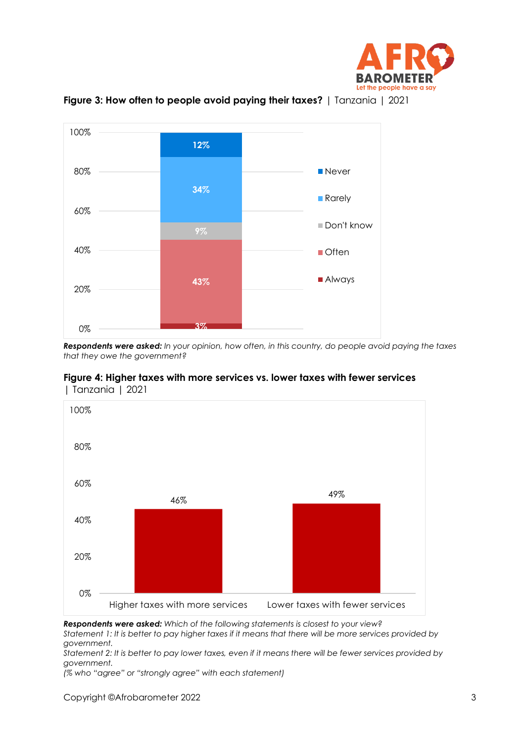**Figure 3: How often to people avoid paying their taxes?** | Tanzania | 2021

| Response | % |
|---|---|
| Never | 12% |
| Rarely | 34% |
| Don't know | 9% |
| Often | 43% |
| Always | 3% |

***Respondents were asked:*** *In your opinion, how often, in this country, do people avoid paying the taxes that they owe the government?*

**Figure 4: Higher taxes with more services vs. lower taxes with fewer services** | Tanzania | 2021

| Statement | % |
|---|---|
| Higher taxes with more services | 46% |
| Lower taxes with fewer services | 49% |

***Respondents were asked:*** *Which of the following statements is closest to your view?*
*Statement 1: It is better to pay higher taxes if it means that there will be more services provided by government.*
*Statement 2: It is better to pay lower taxes, even if it means there will be fewer services provided by government.*
*(% who "agree" or "strongly agree" with each statement)*

Copyright ©Afrobarometer 2022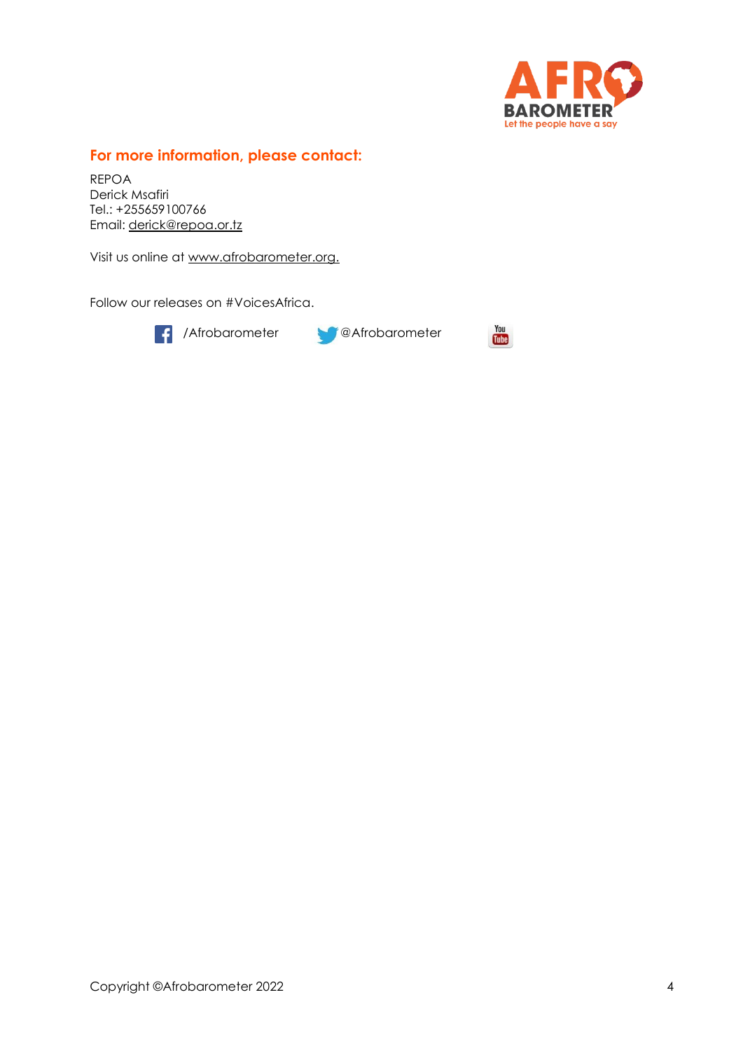## For more information, please contact:

REPOA
Derick Msafiri
Tel.: +255659100766
Email: derick@repoa.or.tz

Visit us online at www.afrobarometer.org.

Follow our releases on #VoicesAfrica.

/Afrobarometer @Afrobarometer

Copyright ©Afrobarometer 2022